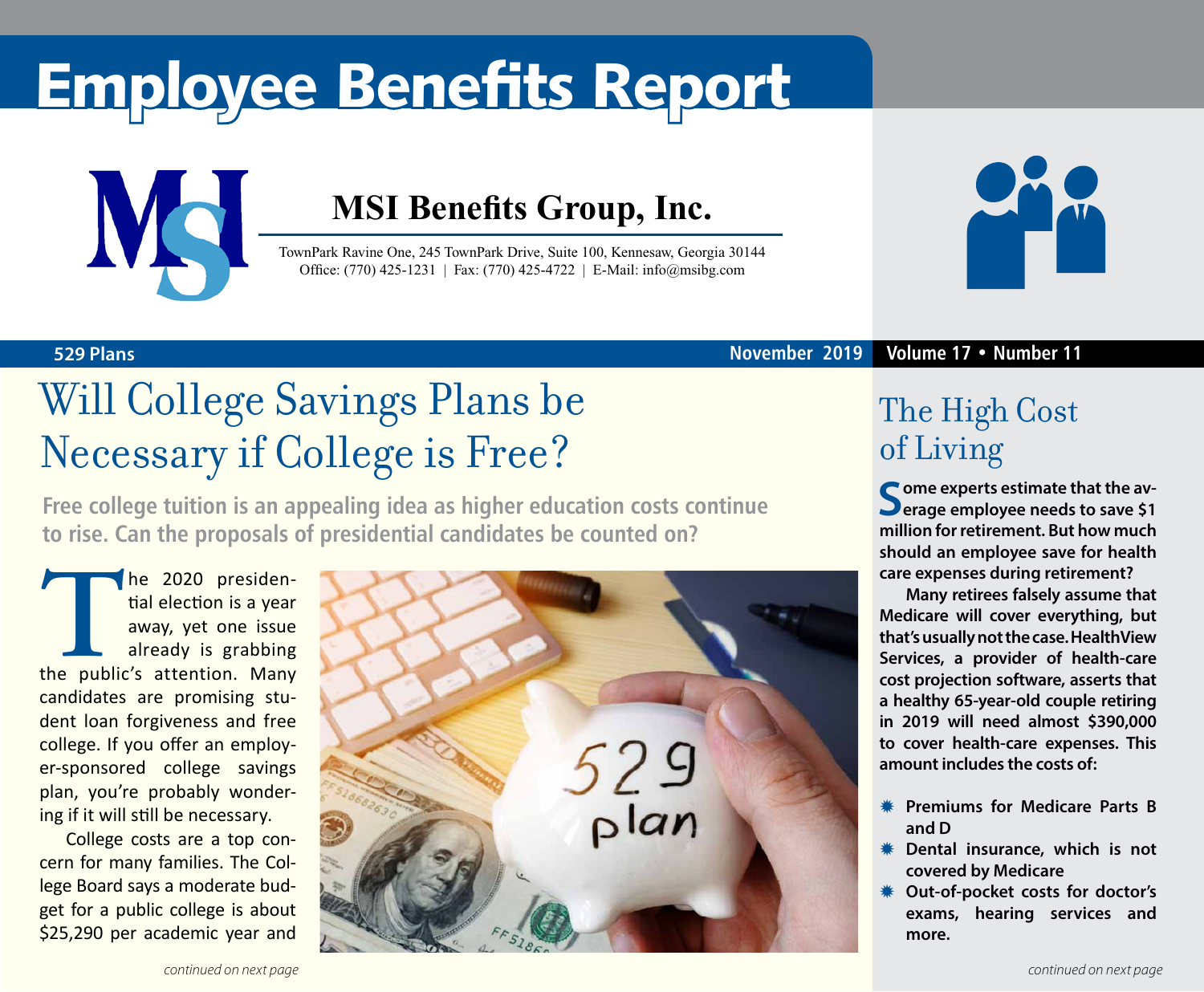# Employee Benefits Report

## MSI Benefits Group, Inc.

TownPark Ravine One, 245 TownPark Drive, Suite 100, Kennesaw, Georgia 30144
Office: (770) 425-1231 | Fax: (770) 425-4722 | E-Mail: info@msibg.com

**529 Plans** — **November 2019** — **Volume 17 • Number 11**

# Will College Savings Plans be Necessary if College is Free?

**Free college tuition is an appealing idea as higher education costs continue to rise. Can the proposals of presidential candidates be counted on?**

The 2020 presidential election is a year away, yet one issue already is grabbing the public's attention. Many candidates are promising student loan forgiveness and free college. If you offer an employer-sponsored college savings plan, you're probably wondering if it will still be necessary.

College costs are a top concern for many families. The College Board says a moderate budget for a public college is about $25,290 per academic year and

*continued on next page*

## The High Cost of Living

**Some experts estimate that the average employee needs to save $1 million for retirement. But how much should an employee save for health care expenses during retirement?**

**Many retirees falsely assume that Medicare will cover everything, but that's usually not the case. HealthView Services, a provider of health-care cost projection software, asserts that a healthy 65-year-old couple retiring in 2019 will need almost $390,000 to cover health-care expenses. This amount includes the costs of:**

- **Premiums for Medicare Parts B and D**
- **Dental insurance, which is not covered by Medicare**
- **Out-of-pocket costs for doctor's exams, hearing services and more.**

*continued on next page*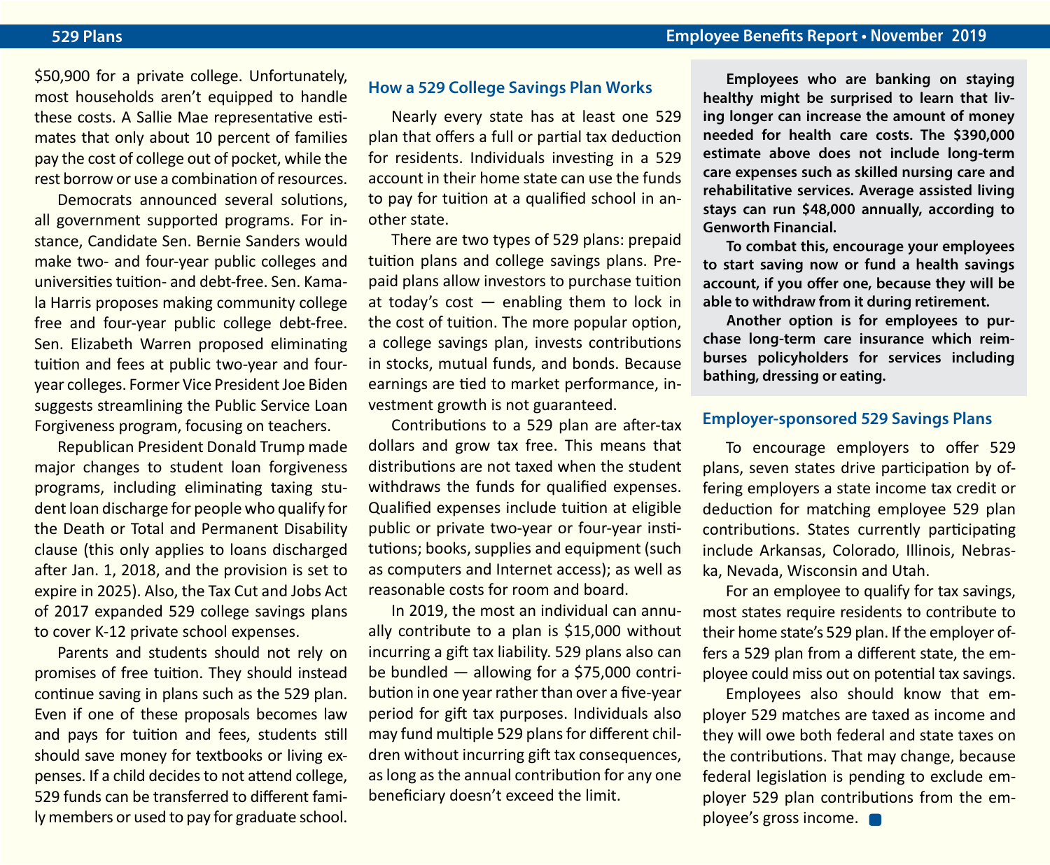$50,900 for a private college. Unfortunately, most households aren't equipped to handle these costs. A Sallie Mae representative estimates that only about 10 percent of families pay the cost of college out of pocket, while the rest borrow or use a combination of resources.

Democrats announced several solutions, all government supported programs. For instance, Candidate Sen. Bernie Sanders would make two- and four-year public colleges and universities tuition- and debt-free. Sen. Kamala Harris proposes making community college free and four-year public college debt-free. Sen. Elizabeth Warren proposed eliminating tuition and fees at public two-year and four-year colleges. Former Vice President Joe Biden suggests streamlining the Public Service Loan Forgiveness program, focusing on teachers.

Republican President Donald Trump made major changes to student loan forgiveness programs, including eliminating taxing student loan discharge for people who qualify for the Death or Total and Permanent Disability clause (this only applies to loans discharged after Jan. 1, 2018, and the provision is set to expire in 2025). Also, the Tax Cut and Jobs Act of 2017 expanded 529 college savings plans to cover K-12 private school expenses.

Parents and students should not rely on promises of free tuition. They should instead continue saving in plans such as the 529 plan. Even if one of these proposals becomes law and pays for tuition and fees, students still should save money for textbooks or living expenses. If a child decides to not attend college, 529 funds can be transferred to different family members or used to pay for graduate school.

## How a 529 College Savings Plan Works

Nearly every state has at least one 529 plan that offers a full or partial tax deduction for residents. Individuals investing in a 529 account in their home state can use the funds to pay for tuition at a qualified school in another state.

There are two types of 529 plans: prepaid tuition plans and college savings plans. Prepaid plans allow investors to purchase tuition at today's cost — enabling them to lock in the cost of tuition. The more popular option, a college savings plan, invests contributions in stocks, mutual funds, and bonds. Because earnings are tied to market performance, investment growth is not guaranteed.

Contributions to a 529 plan are after-tax dollars and grow tax free. This means that distributions are not taxed when the student withdraws the funds for qualified expenses. Qualified expenses include tuition at eligible public or private two-year or four-year institutions; books, supplies and equipment (such as computers and Internet access); as well as reasonable costs for room and board.

In 2019, the most an individual can annually contribute to a plan is $15,000 without incurring a gift tax liability. 529 plans also can be bundled — allowing for a $75,000 contribution in one year rather than over a five-year period for gift tax purposes. Individuals also may fund multiple 529 plans for different children without incurring gift tax consequences, as long as the annual contribution for any one beneficiary doesn't exceed the limit.

**Employees who are banking on staying healthy might be surprised to learn that living longer can increase the amount of money needed for health care costs. The $390,000 estimate above does not include long-term care expenses such as skilled nursing care and rehabilitative services. Average assisted living stays can run $48,000 annually, according to Genworth Financial.**

**To combat this, encourage your employees to start saving now or fund a health savings account, if you offer one, because they will be able to withdraw from it during retirement.**

**Another option is for employees to purchase long-term care insurance which reimburses policyholders for services including bathing, dressing or eating.**

## Employer-sponsored 529 Savings Plans

To encourage employers to offer 529 plans, seven states drive participation by offering employers a state income tax credit or deduction for matching employee 529 plan contributions. States currently participating include Arkansas, Colorado, Illinois, Nebraska, Nevada, Wisconsin and Utah.

For an employee to qualify for tax savings, most states require residents to contribute to their home state's 529 plan. If the employer offers a 529 plan from a different state, the employee could miss out on potential tax savings.

Employees also should know that employer 529 matches are taxed as income and they will owe both federal and state taxes on the contributions. That may change, because federal legislation is pending to exclude employer 529 plan contributions from the employee's gross income.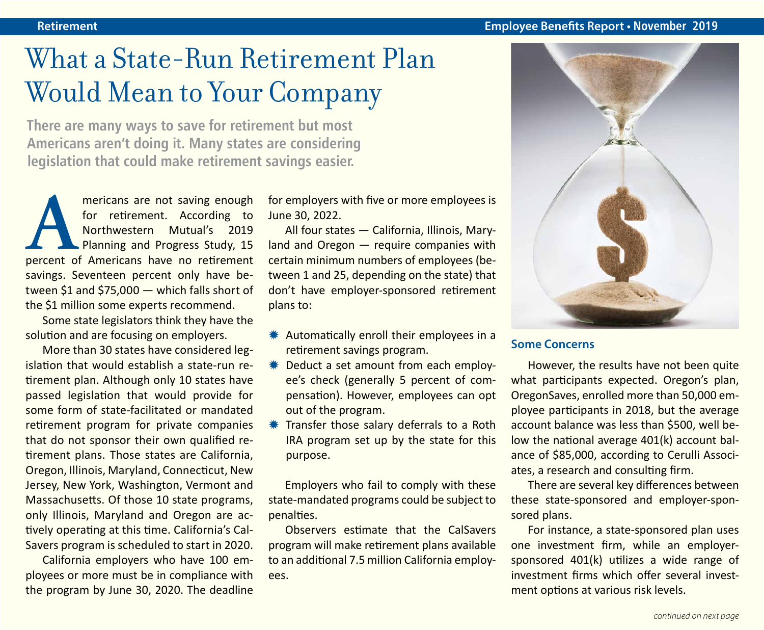# What a State-Run Retirement Plan Would Mean to Your Company

**There are many ways to save for retirement but most Americans aren't doing it. Many states are considering legislation that could make retirement savings easier.**

Americans are not saving enough for retirement. According to Northwestern Mutual's 2019 Planning and Progress Study, 15 percent of Americans have no retirement savings. Seventeen percent only have between $1 and $75,000 — which falls short of the $1 million some experts recommend.

Some state legislators think they have the solution and are focusing on employers.

More than 30 states have considered legislation that would establish a state-run retirement plan. Although only 10 states have passed legislation that would provide for some form of state-facilitated or mandated retirement program for private companies that do not sponsor their own qualified retirement plans. Those states are California, Oregon, Illinois, Maryland, Connecticut, New Jersey, New York, Washington, Vermont and Massachusetts. Of those 10 state programs, only Illinois, Maryland and Oregon are actively operating at this time. California's CalSavers program is scheduled to start in 2020.

California employers who have 100 employees or more must be in compliance with the program by June 30, 2020. The deadline for employers with five or more employees is June 30, 2022.

All four states — California, Illinois, Maryland and Oregon — require companies with certain minimum numbers of employees (between 1 and 25, depending on the state) that don't have employer-sponsored retirement plans to:

- Automatically enroll their employees in a retirement savings program.
- Deduct a set amount from each employee's check (generally 5 percent of compensation). However, employees can opt out of the program.
- Transfer those salary deferrals to a Roth IRA program set up by the state for this purpose.

Employers who fail to comply with these state-mandated programs could be subject to penalties.

Observers estimate that the CalSavers program will make retirement plans available to an additional 7.5 million California employees.

## Some Concerns

However, the results have not been quite what participants expected. Oregon's plan, OregonSaves, enrolled more than 50,000 employee participants in 2018, but the average account balance was less than $500, well below the national average 401(k) account balance of $85,000, according to Cerulli Associates, a research and consulting firm.

There are several key differences between these state-sponsored and employer-sponsored plans.

For instance, a state-sponsored plan uses one investment firm, while an employer-sponsored 401(k) utilizes a wide range of investment firms which offer several investment options at various risk levels.

*continued on next page*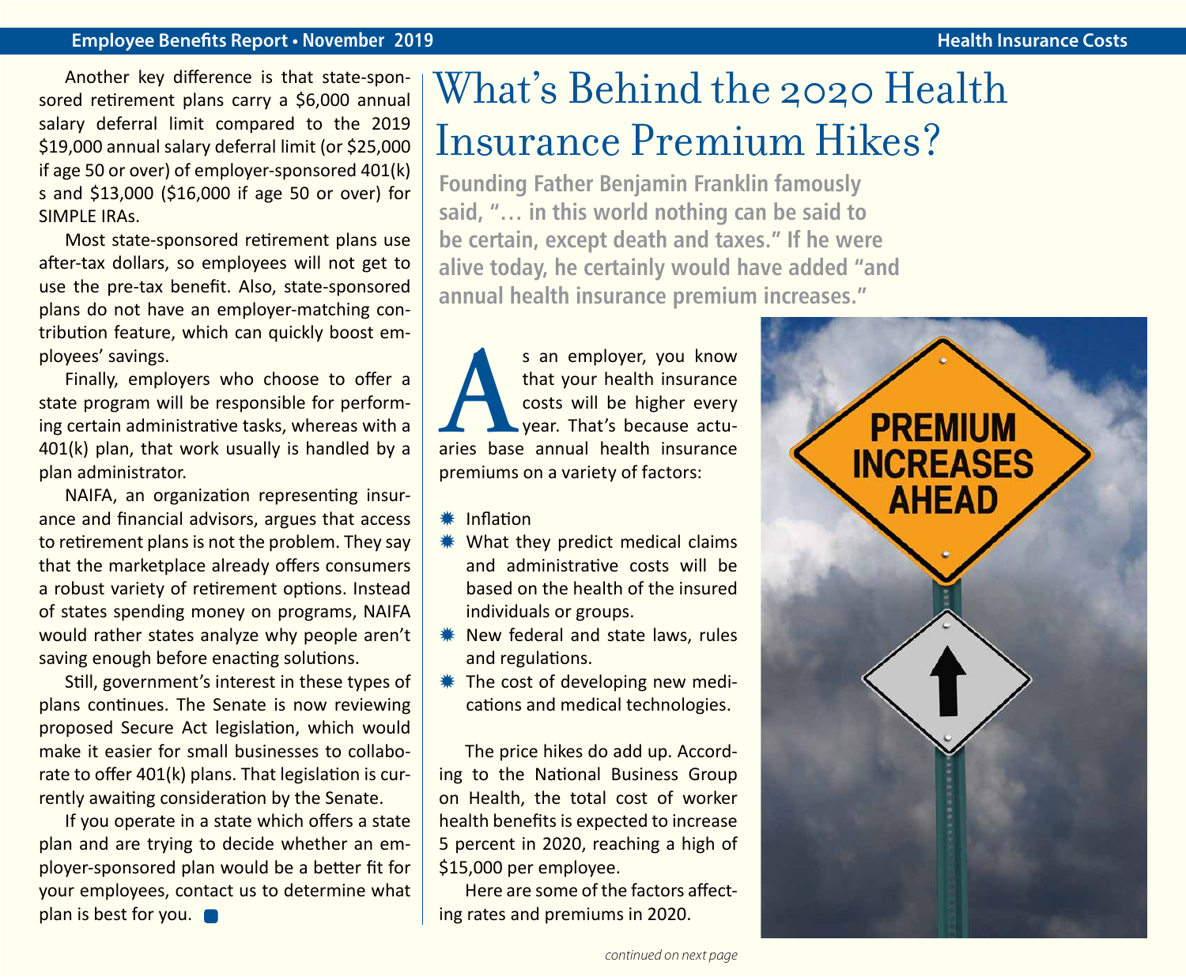Another key difference is that state-sponsored retirement plans carry a $6,000 annual salary deferral limit compared to the 2019 $19,000 annual salary deferral limit (or $25,000 if age 50 or over) of employer-sponsored 401(k)s and $13,000 ($16,000 if age 50 or over) for SIMPLE IRAs.

Most state-sponsored retirement plans use after-tax dollars, so employees will not get to use the pre-tax benefit. Also, state-sponsored plans do not have an employer-matching contribution feature, which can quickly boost employees' savings.

Finally, employers who choose to offer a state program will be responsible for performing certain administrative tasks, whereas with a 401(k) plan, that work usually is handled by a plan administrator.

NAIFA, an organization representing insurance and financial advisors, argues that access to retirement plans is not the problem. They say that the marketplace already offers consumers a robust variety of retirement options. Instead of states spending money on programs, NAIFA would rather states analyze why people aren't saving enough before enacting solutions.

Still, government's interest in these types of plans continues. The Senate is now reviewing proposed Secure Act legislation, which would make it easier for small businesses to collaborate to offer 401(k) plans. That legislation is currently awaiting consideration by the Senate.

If you operate in a state which offers a state plan and are trying to decide whether an employer-sponsored plan would be a better fit for your employees, contact us to determine what plan is best for you.

# What's Behind the 2020 Health Insurance Premium Hikes?

**Founding Father Benjamin Franklin famously said, "… in this world nothing can be said to be certain, except death and taxes." If he were alive today, he certainly would have added "and annual health insurance premium increases."**

As an employer, you know that your health insurance costs will be higher every year. That's because actuaries base annual health insurance premiums on a variety of factors:

- Inflation
- What they predict medical claims and administrative costs will be based on the health of the insured individuals or groups.
- New federal and state laws, rules and regulations.
- The cost of developing new medications and medical technologies.

The price hikes do add up. According to the National Business Group on Health, the total cost of worker health benefits is expected to increase 5 percent in 2020, reaching a high of $15,000 per employee.

Here are some of the factors affecting rates and premiums in 2020.

*continued on next page*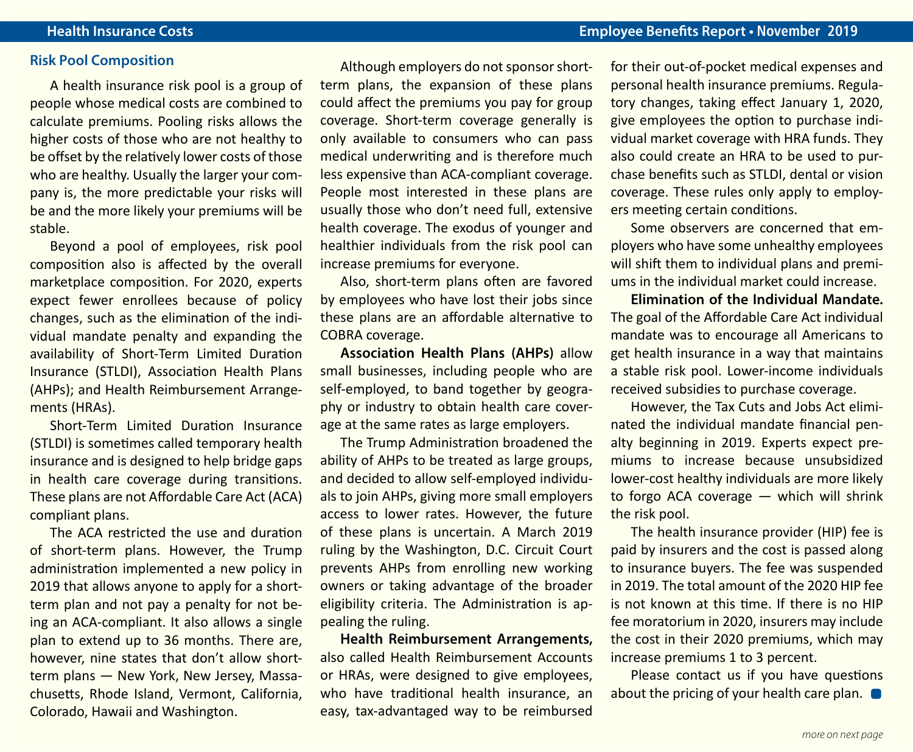## Risk Pool Composition

A health insurance risk pool is a group of people whose medical costs are combined to calculate premiums. Pooling risks allows the higher costs of those who are not healthy to be offset by the relatively lower costs of those who are healthy. Usually the larger your company is, the more predictable your risks will be and the more likely your premiums will be stable.

Beyond a pool of employees, risk pool composition also is affected by the overall marketplace composition. For 2020, experts expect fewer enrollees because of policy changes, such as the elimination of the individual mandate penalty and expanding the availability of Short-Term Limited Duration Insurance (STLDI), Association Health Plans (AHPs); and Health Reimbursement Arrangements (HRAs).

Short-Term Limited Duration Insurance (STLDI) is sometimes called temporary health insurance and is designed to help bridge gaps in health care coverage during transitions. These plans are not Affordable Care Act (ACA) compliant plans.

The ACA restricted the use and duration of short-term plans. However, the Trump administration implemented a new policy in 2019 that allows anyone to apply for a short-term plan and not pay a penalty for not being an ACA-compliant. It also allows a single plan to extend up to 36 months. There are, however, nine states that don't allow short-term plans — New York, New Jersey, Massachusetts, Rhode Island, Vermont, California, Colorado, Hawaii and Washington.

Although employers do not sponsor short-term plans, the expansion of these plans could affect the premiums you pay for group coverage. Short-term coverage generally is only available to consumers who can pass medical underwriting and is therefore much less expensive than ACA-compliant coverage. People most interested in these plans are usually those who don't need full, extensive health coverage. The exodus of younger and healthier individuals from the risk pool can increase premiums for everyone.

Also, short-term plans often are favored by employees who have lost their jobs since these plans are an affordable alternative to COBRA coverage.

**Association Health Plans (AHPs)** allow small businesses, including people who are self-employed, to band together by geography or industry to obtain health care coverage at the same rates as large employers.

The Trump Administration broadened the ability of AHPs to be treated as large groups, and decided to allow self-employed individuals to join AHPs, giving more small employers access to lower rates. However, the future of these plans is uncertain. A March 2019 ruling by the Washington, D.C. Circuit Court prevents AHPs from enrolling new working owners or taking advantage of the broader eligibility criteria. The Administration is appealing the ruling.

**Health Reimbursement Arrangements,** also called Health Reimbursement Accounts or HRAs, were designed to give employees, who have traditional health insurance, an easy, tax-advantaged way to be reimbursed for their out-of-pocket medical expenses and personal health insurance premiums. Regulatory changes, taking effect January 1, 2020, give employees the option to purchase individual market coverage with HRA funds. They also could create an HRA to be used to purchase benefits such as STLDI, dental or vision coverage. These rules only apply to employers meeting certain conditions.

Some observers are concerned that employers who have some unhealthy employees will shift them to individual plans and premiums in the individual market could increase.

**Elimination of the Individual Mandate.** The goal of the Affordable Care Act individual mandate was to encourage all Americans to get health insurance in a way that maintains a stable risk pool. Lower-income individuals received subsidies to purchase coverage.

However, the Tax Cuts and Jobs Act eliminated the individual mandate financial penalty beginning in 2019. Experts expect premiums to increase because unsubsidized lower-cost healthy individuals are more likely to forgo ACA coverage — which will shrink the risk pool.

The health insurance provider (HIP) fee is paid by insurers and the cost is passed along to insurance buyers. The fee was suspended in 2019. The total amount of the 2020 HIP fee is not known at this time. If there is no HIP fee moratorium in 2020, insurers may include the cost in their 2020 premiums, which may increase premiums 1 to 3 percent.

Please contact us if you have questions about the pricing of your health care plan.

*more on next page*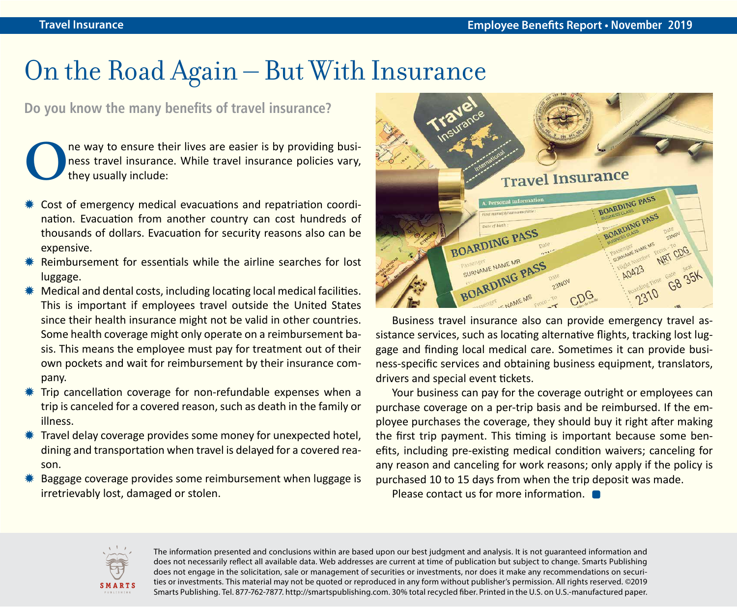# On the Road Again – But With Insurance

**Do you know the many benefits of travel insurance?**

One way to ensure their lives are easier is by providing business travel insurance. While travel insurance policies vary, they usually include:

- Cost of emergency medical evacuations and repatriation coordination. Evacuation from another country can cost hundreds of thousands of dollars. Evacuation for security reasons also can be expensive.
- Reimbursement for essentials while the airline searches for lost luggage.
- Medical and dental costs, including locating local medical facilities. This is important if employees travel outside the United States since their health insurance might not be valid in other countries. Some health coverage might only operate on a reimbursement basis. This means the employee must pay for treatment out of their own pockets and wait for reimbursement by their insurance company.
- Trip cancellation coverage for non-refundable expenses when a trip is canceled for a covered reason, such as death in the family or illness.
- Travel delay coverage provides some money for unexpected hotel, dining and transportation when travel is delayed for a covered reason.
- Baggage coverage provides some reimbursement when luggage is irretrievably lost, damaged or stolen.

Business travel insurance also can provide emergency travel assistance services, such as locating alternative flights, tracking lost luggage and finding local medical care. Sometimes it can provide business-specific services and obtaining business equipment, translators, drivers and special event tickets.

Your business can pay for the coverage outright or employees can purchase coverage on a per-trip basis and be reimbursed. If the employee purchases the coverage, they should buy it right after making the first trip payment. This timing is important because some benefits, including pre-existing medical condition waivers; canceling for any reason and canceling for work reasons; only apply if the policy is purchased 10 to 15 days from when the trip deposit was made.

Please contact us for more information.

The information presented and conclusions within are based upon our best judgment and analysis. It is not guaranteed information and does not necessarily reflect all available data. Web addresses are current at time of publication but subject to change. Smarts Publishing does not engage in the solicitation, sale or management of securities or investments, nor does it make any recommendations on securities or investments. This material may not be quoted or reproduced in any form without publisher's permission. All rights reserved. ©2019 Smarts Publishing. Tel. 877-762-7877. http://smartspublishing.com. 30% total recycled fiber. Printed in the U.S. on U.S.-manufactured paper.